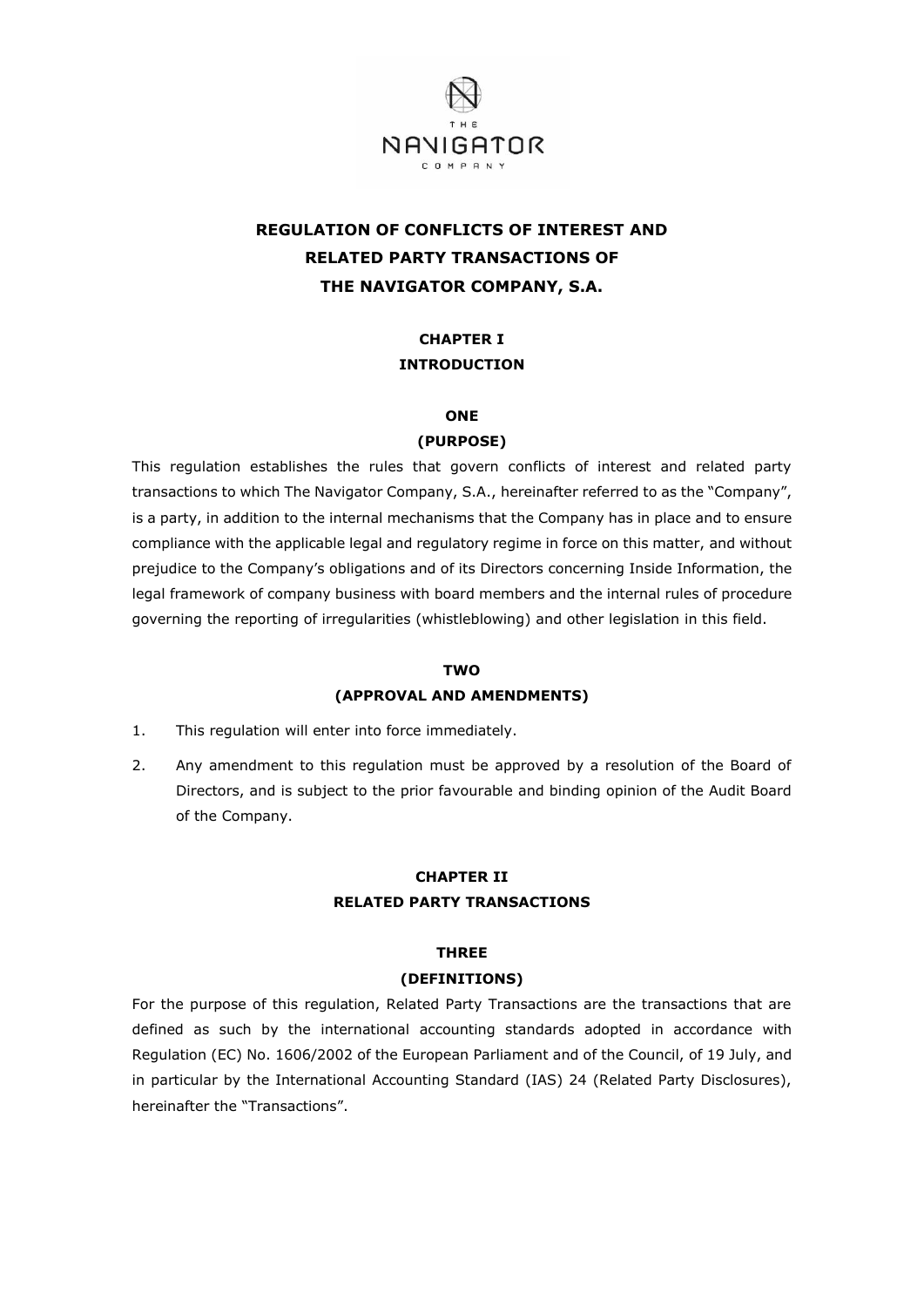# REGULATION OF CONFLICTS OF INTEREST AND RELATED PARTY TRANSACTIONS OF THE NAVIGATOR COMPANY, S.A.

## CHAPTER I
## INTRODUCTION

### ONE
### (PURPOSE)

This regulation establishes the rules that govern conflicts of interest and related party transactions to which The Navigator Company, S.A., hereinafter referred to as the "Company", is a party, in addition to the internal mechanisms that the Company has in place and to ensure compliance with the applicable legal and regulatory regime in force on this matter, and without prejudice to the Company's obligations and of its Directors concerning Inside Information, the legal framework of company business with board members and the internal rules of procedure governing the reporting of irregularities (whistleblowing) and other legislation in this field.

### TWO
### (APPROVAL AND AMENDMENTS)

1. This regulation will enter into force immediately.
2. Any amendment to this regulation must be approved by a resolution of the Board of Directors, and is subject to the prior favourable and binding opinion of the Audit Board of the Company.

## CHAPTER II
## RELATED PARTY TRANSACTIONS

### THREE
### (DEFINITIONS)

For the purpose of this regulation, Related Party Transactions are the transactions that are defined as such by the international accounting standards adopted in accordance with Regulation (EC) No. 1606/2002 of the European Parliament and of the Council, of 19 July, and in particular by the International Accounting Standard (IAS) 24 (Related Party Disclosures), hereinafter the "Transactions".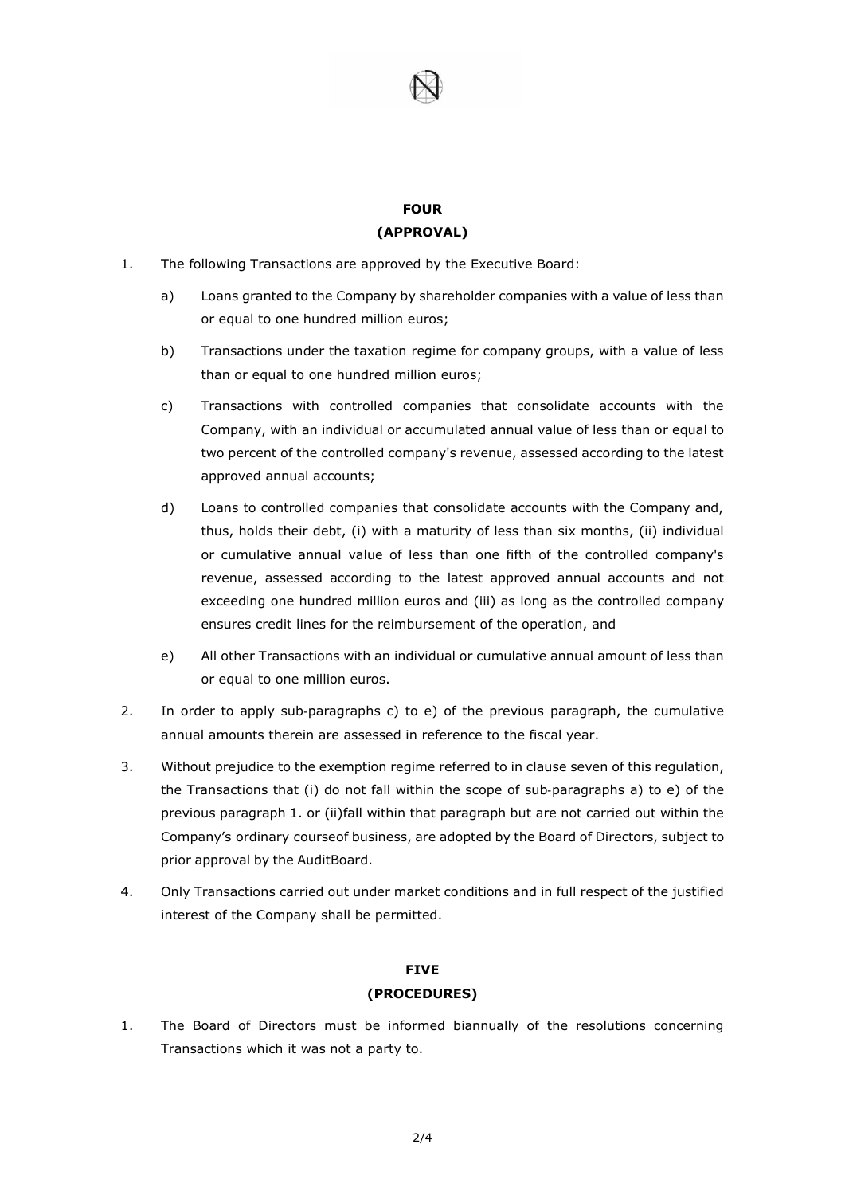## FOUR
## (APPROVAL)

1. The following Transactions are approved by the Executive Board:

   a) Loans granted to the Company by shareholder companies with a value of less than or equal to one hundred million euros;

   b) Transactions under the taxation regime for company groups, with a value of less than or equal to one hundred million euros;

   c) Transactions with controlled companies that consolidate accounts with the Company, with an individual or accumulated annual value of less than or equal to two percent of the controlled company's revenue, assessed according to the latest approved annual accounts;

   d) Loans to controlled companies that consolidate accounts with the Company and, thus, holds their debt, (i) with a maturity of less than six months, (ii) individual or cumulative annual value of less than one fifth of the controlled company's revenue, assessed according to the latest approved annual accounts and not exceeding one hundred million euros and (iii) as long as the controlled company ensures credit lines for the reimbursement of the operation, and

   e) All other Transactions with an individual or cumulative annual amount of less than or equal to one million euros.

2. In order to apply sub-paragraphs c) to e) of the previous paragraph, the cumulative annual amounts therein are assessed in reference to the fiscal year.

3. Without prejudice to the exemption regime referred to in clause seven of this regulation, the Transactions that (i) do not fall within the scope of sub-paragraphs a) to e) of the previous paragraph 1. or (ii)fall within that paragraph but are not carried out within the Company's ordinary courseof business, are adopted by the Board of Directors, subject to prior approval by the AuditBoard.

4. Only Transactions carried out under market conditions and in full respect of the justified interest of the Company shall be permitted.

## FIVE
## (PROCEDURES)

1. The Board of Directors must be informed biannually of the resolutions concerning Transactions which it was not a party to.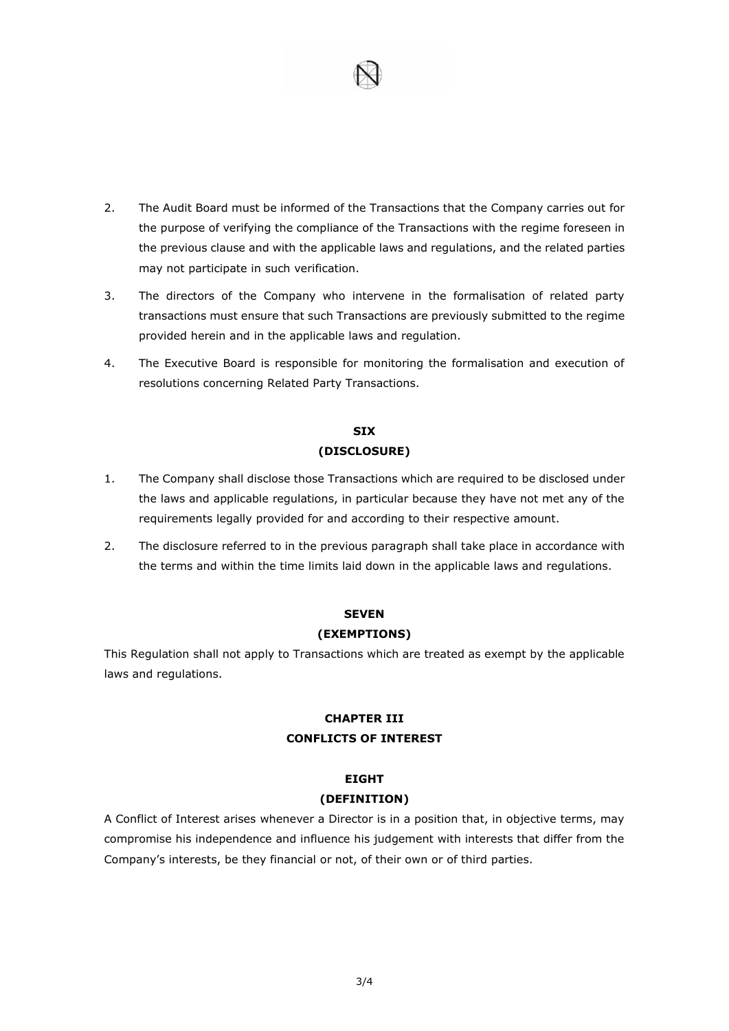2. The Audit Board must be informed of the Transactions that the Company carries out for the purpose of verifying the compliance of the Transactions with the regime foreseen in the previous clause and with the applicable laws and regulations, and the related parties may not participate in such verification.
3. The directors of the Company who intervene in the formalisation of related party transactions must ensure that such Transactions are previously submitted to the regime provided herein and in the applicable laws and regulation.
4. The Executive Board is responsible for monitoring the formalisation and execution of resolutions concerning Related Party Transactions.

**SIX**

**(DISCLOSURE)**

1. The Company shall disclose those Transactions which are required to be disclosed under the laws and applicable regulations, in particular because they have not met any of the requirements legally provided for and according to their respective amount.
2. The disclosure referred to in the previous paragraph shall take place in accordance with the terms and within the time limits laid down in the applicable laws and regulations.

**SEVEN**

**(EXEMPTIONS)**

This Regulation shall not apply to Transactions which are treated as exempt by the applicable laws and regulations.

## CHAPTER III
## CONFLICTS OF INTEREST

**EIGHT**

**(DEFINITION)**

A Conflict of Interest arises whenever a Director is in a position that, in objective terms, may compromise his independence and influence his judgement with interests that differ from the Company's interests, be they financial or not, of their own or of third parties.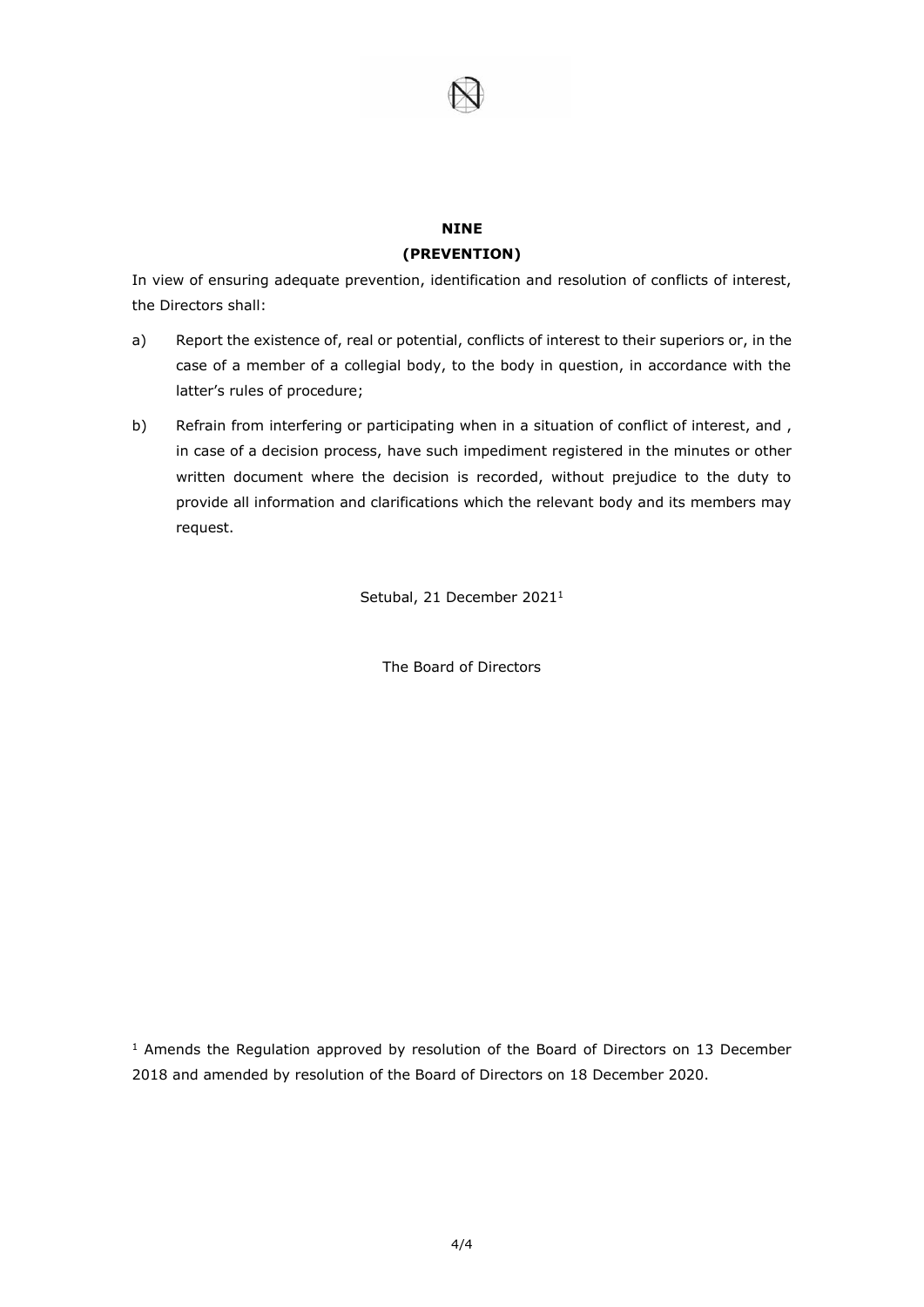## NINE
## (PREVENTION)

In view of ensuring adequate prevention, identification and resolution of conflicts of interest, the Directors shall:

a) Report the existence of, real or potential, conflicts of interest to their superiors or, in the case of a member of a collegial body, to the body in question, in accordance with the latter's rules of procedure;

b) Refrain from interfering or participating when in a situation of conflict of interest, and , in case of a decision process, have such impediment registered in the minutes or other written document where the decision is recorded, without prejudice to the duty to provide all information and clarifications which the relevant body and its members may request.

Setubal, 21 December 2021[1]

The Board of Directors

[1] Amends the Regulation approved by resolution of the Board of Directors on 13 December 2018 and amended by resolution of the Board of Directors on 18 December 2020.